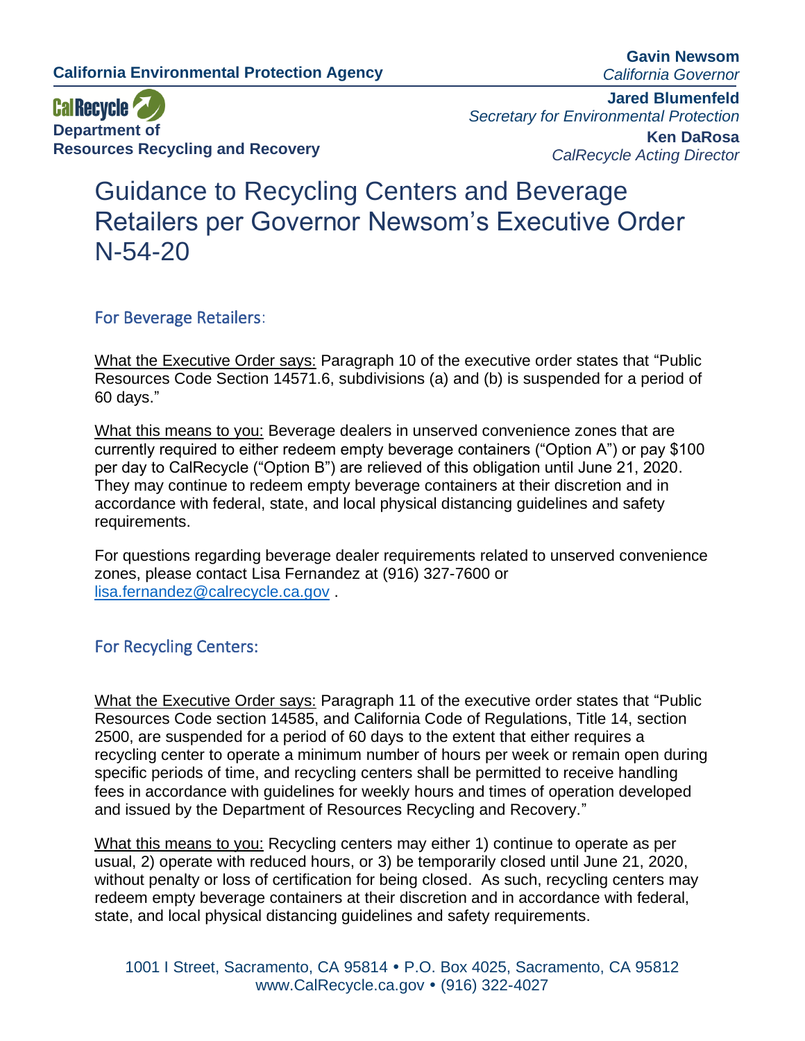**California Environmental Protection Agency**

**CalRecycle**
**Department of Resources Recycling and Recovery**

**Gavin Newsom**
*California Governor*

**Jared Blumenfeld**
*Secretary for Environmental Protection*

**Ken DaRosa**
*CalRecycle Acting Director*

# Guidance to Recycling Centers and Beverage Retailers per Governor Newsom's Executive Order N-54-20

## For Beverage Retailers:

What the Executive Order says: Paragraph 10 of the executive order states that "Public Resources Code Section 14571.6, subdivisions (a) and (b) is suspended for a period of 60 days."

What this means to you: Beverage dealers in unserved convenience zones that are currently required to either redeem empty beverage containers ("Option A") or pay $100 per day to CalRecycle ("Option B") are relieved of this obligation until June 21, 2020. They may continue to redeem empty beverage containers at their discretion and in accordance with federal, state, and local physical distancing guidelines and safety requirements.

For questions regarding beverage dealer requirements related to unserved convenience zones, please contact Lisa Fernandez at (916) 327-7600 or lisa.fernandez@calrecycle.ca.gov .

## For Recycling Centers:

What the Executive Order says: Paragraph 11 of the executive order states that "Public Resources Code section 14585, and California Code of Regulations, Title 14, section 2500, are suspended for a period of 60 days to the extent that either requires a recycling center to operate a minimum number of hours per week or remain open during specific periods of time, and recycling centers shall be permitted to receive handling fees in accordance with guidelines for weekly hours and times of operation developed and issued by the Department of Resources Recycling and Recovery."

What this means to you: Recycling centers may either 1) continue to operate as per usual, 2) operate with reduced hours, or 3) be temporarily closed until June 21, 2020, without penalty or loss of certification for being closed. As such, recycling centers may redeem empty beverage containers at their discretion and in accordance with federal, state, and local physical distancing guidelines and safety requirements.

1001 I Street, Sacramento, CA 95814 • P.O. Box 4025, Sacramento, CA 95812
www.CalRecycle.ca.gov • (916) 322-4027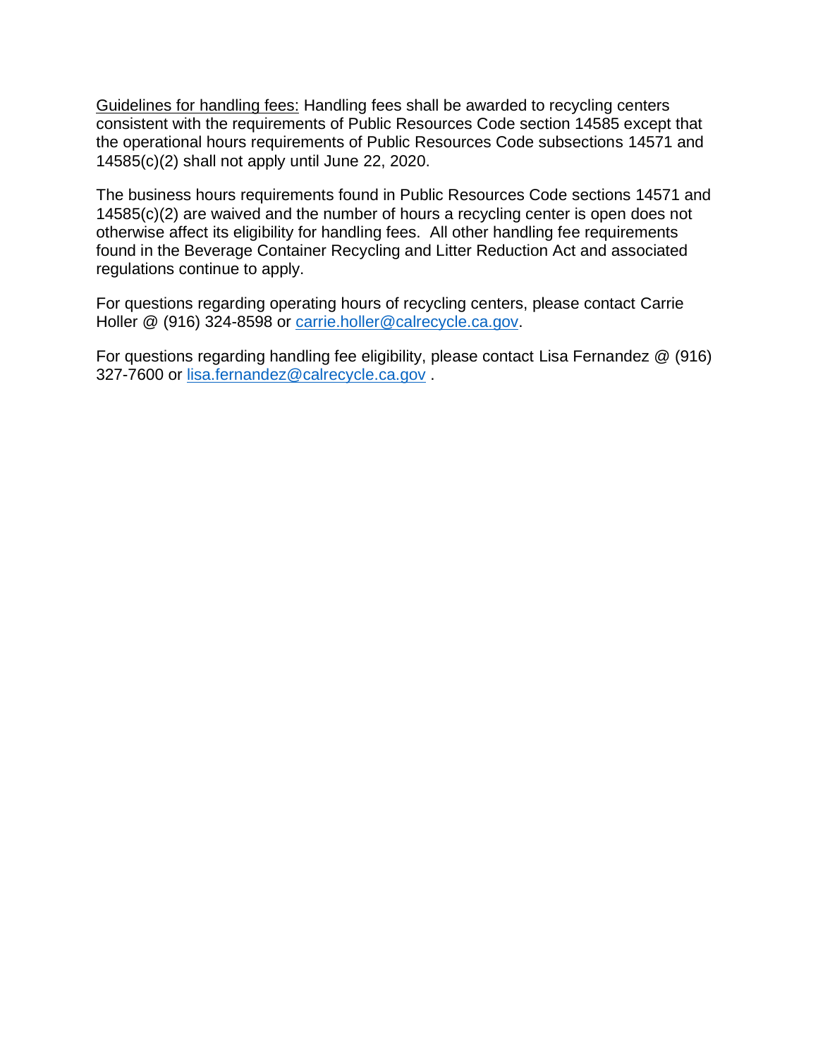<u>Guidelines for handling fees:</u> Handling fees shall be awarded to recycling centers consistent with the requirements of Public Resources Code section 14585 except that the operational hours requirements of Public Resources Code subsections 14571 and 14585(c)(2) shall not apply until June 22, 2020.

The business hours requirements found in Public Resources Code sections 14571 and 14585(c)(2) are waived and the number of hours a recycling center is open does not otherwise affect its eligibility for handling fees. All other handling fee requirements found in the Beverage Container Recycling and Litter Reduction Act and associated regulations continue to apply.

For questions regarding operating hours of recycling centers, please contact Carrie Holler @ (916) 324-8598 or [carrie.holler@calrecycle.ca.gov](mailto:carrie.holler@calrecycle.ca.gov).

For questions regarding handling fee eligibility, please contact Lisa Fernandez @ (916) 327-7600 or [lisa.fernandez@calrecycle.ca.gov](mailto:lisa.fernandez@calrecycle.ca.gov) .